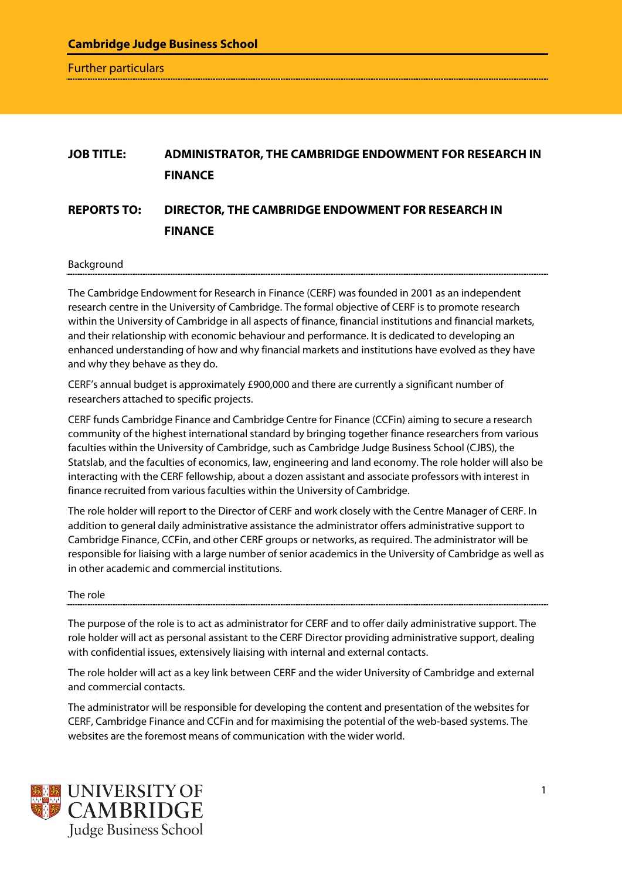**Cambridge Judge Business School**

Further particulars

**JOB TITLE:** **ADMINISTRATOR, THE CAMBRIDGE ENDOWMENT FOR RESEARCH IN FINANCE**

**REPORTS TO:** **DIRECTOR, THE CAMBRIDGE ENDOWMENT FOR RESEARCH IN FINANCE**

## Background

The Cambridge Endowment for Research in Finance (CERF) was founded in 2001 as an independent research centre in the University of Cambridge. The formal objective of CERF is to promote research within the University of Cambridge in all aspects of finance, financial institutions and financial markets, and their relationship with economic behaviour and performance. It is dedicated to developing an enhanced understanding of how and why financial markets and institutions have evolved as they have and why they behave as they do.

CERF's annual budget is approximately £900,000 and there are currently a significant number of researchers attached to specific projects.

CERF funds Cambridge Finance and Cambridge Centre for Finance (CCFin) aiming to secure a research community of the highest international standard by bringing together finance researchers from various faculties within the University of Cambridge, such as Cambridge Judge Business School (CJBS), the Statslab, and the faculties of economics, law, engineering and land economy. The role holder will also be interacting with the CERF fellowship, about a dozen assistant and associate professors with interest in finance recruited from various faculties within the University of Cambridge.

The role holder will report to the Director of CERF and work closely with the Centre Manager of CERF. In addition to general daily administrative assistance the administrator offers administrative support to Cambridge Finance, CCFin, and other CERF groups or networks, as required. The administrator will be responsible for liaising with a large number of senior academics in the University of Cambridge as well as in other academic and commercial institutions.

## The role

The purpose of the role is to act as administrator for CERF and to offer daily administrative support. The role holder will act as personal assistant to the CERF Director providing administrative support, dealing with confidential issues, extensively liaising with internal and external contacts.

The role holder will act as a key link between CERF and the wider University of Cambridge and external and commercial contacts.

The administrator will be responsible for developing the content and presentation of the websites for CERF, Cambridge Finance and CCFin and for maximising the potential of the web-based systems. The websites are the foremost means of communication with the wider world.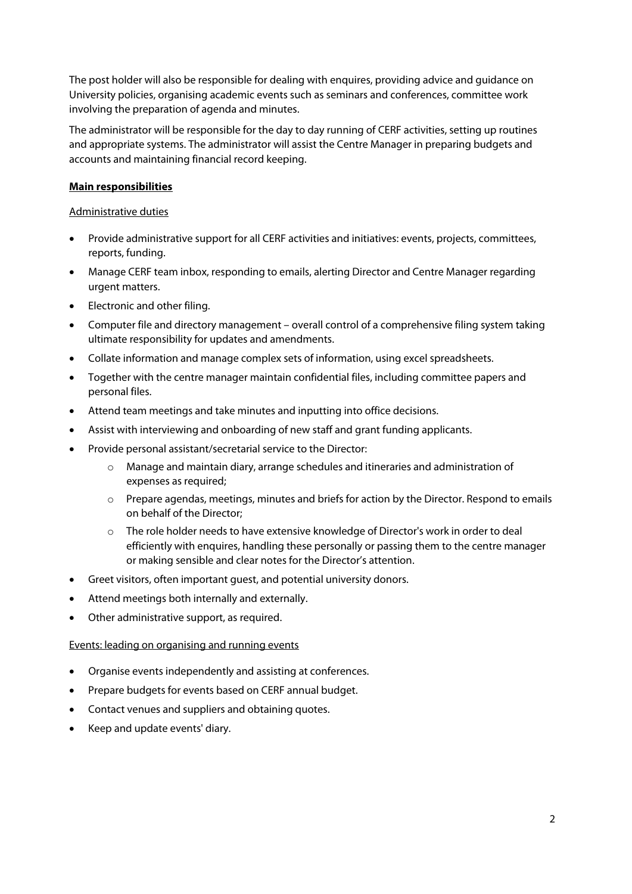The post holder will also be responsible for dealing with enquires, providing advice and guidance on University policies, organising academic events such as seminars and conferences, committee work involving the preparation of agenda and minutes.

The administrator will be responsible for the day to day running of CERF activities, setting up routines and appropriate systems. The administrator will assist the Centre Manager in preparing budgets and accounts and maintaining financial record keeping.

**Main responsibilities**

Administrative duties

- Provide administrative support for all CERF activities and initiatives: events, projects, committees, reports, funding.
- Manage CERF team inbox, responding to emails, alerting Director and Centre Manager regarding urgent matters.
- Electronic and other filing.
- Computer file and directory management – overall control of a comprehensive filing system taking ultimate responsibility for updates and amendments.
- Collate information and manage complex sets of information, using excel spreadsheets.
- Together with the centre manager maintain confidential files, including committee papers and personal files.
- Attend team meetings and take minutes and inputting into office decisions.
- Assist with interviewing and onboarding of new staff and grant funding applicants.
- Provide personal assistant/secretarial service to the Director:
    - Manage and maintain diary, arrange schedules and itineraries and administration of expenses as required;
    - Prepare agendas, meetings, minutes and briefs for action by the Director. Respond to emails on behalf of the Director;
    - The role holder needs to have extensive knowledge of Director's work in order to deal efficiently with enquires, handling these personally or passing them to the centre manager or making sensible and clear notes for the Director's attention.
- Greet visitors, often important guest, and potential university donors.
- Attend meetings both internally and externally.
- Other administrative support, as required.

Events: leading on organising and running events

- Organise events independently and assisting at conferences.
- Prepare budgets for events based on CERF annual budget.
- Contact venues and suppliers and obtaining quotes.
- Keep and update events' diary.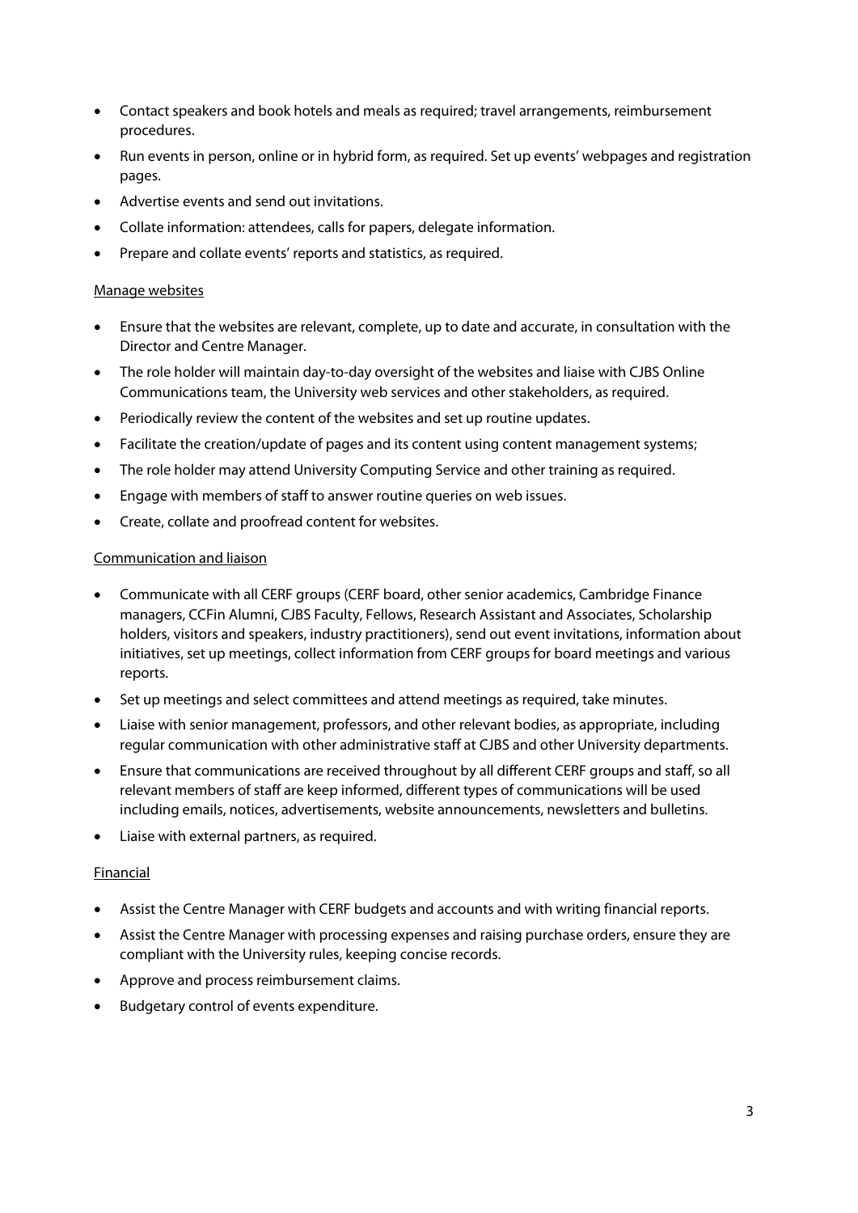- Contact speakers and book hotels and meals as required; travel arrangements, reimbursement procedures.
- Run events in person, online or in hybrid form, as required. Set up events' webpages and registration pages.
- Advertise events and send out invitations.
- Collate information: attendees, calls for papers, delegate information.
- Prepare and collate events' reports and statistics, as required.

<u>Manage websites</u>

- Ensure that the websites are relevant, complete, up to date and accurate, in consultation with the Director and Centre Manager.
- The role holder will maintain day-to-day oversight of the websites and liaise with CJBS Online Communications team, the University web services and other stakeholders, as required.
- Periodically review the content of the websites and set up routine updates.
- Facilitate the creation/update of pages and its content using content management systems;
- The role holder may attend University Computing Service and other training as required.
- Engage with members of staff to answer routine queries on web issues.
- Create, collate and proofread content for websites.

<u>Communication and liaison</u>

- Communicate with all CERF groups (CERF board, other senior academics, Cambridge Finance managers, CCFin Alumni, CJBS Faculty, Fellows, Research Assistant and Associates, Scholarship holders, visitors and speakers, industry practitioners), send out event invitations, information about initiatives, set up meetings, collect information from CERF groups for board meetings and various reports.
- Set up meetings and select committees and attend meetings as required, take minutes.
- Liaise with senior management, professors, and other relevant bodies, as appropriate, including regular communication with other administrative staff at CJBS and other University departments.
- Ensure that communications are received throughout by all different CERF groups and staff, so all relevant members of staff are keep informed, different types of communications will be used including emails, notices, advertisements, website announcements, newsletters and bulletins.
- Liaise with external partners, as required.

<u>Financial</u>

- Assist the Centre Manager with CERF budgets and accounts and with writing financial reports.
- Assist the Centre Manager with processing expenses and raising purchase orders, ensure they are compliant with the University rules, keeping concise records.
- Approve and process reimbursement claims.
- Budgetary control of events expenditure.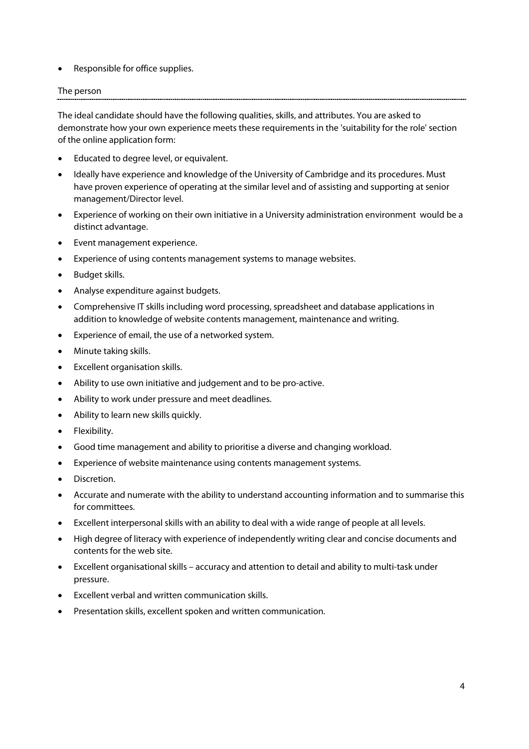- Responsible for office supplies.

## The person

The ideal candidate should have the following qualities, skills, and attributes. You are asked to demonstrate how your own experience meets these requirements in the 'suitability for the role' section of the online application form:

- Educated to degree level, or equivalent.
- Ideally have experience and knowledge of the University of Cambridge and its procedures. Must have proven experience of operating at the similar level and of assisting and supporting at senior management/Director level.
- Experience of working on their own initiative in a University administration environment would be a distinct advantage.
- Event management experience.
- Experience of using contents management systems to manage websites.
- Budget skills.
- Analyse expenditure against budgets.
- Comprehensive IT skills including word processing, spreadsheet and database applications in addition to knowledge of website contents management, maintenance and writing.
- Experience of email, the use of a networked system.
- Minute taking skills.
- Excellent organisation skills.
- Ability to use own initiative and judgement and to be pro-active.
- Ability to work under pressure and meet deadlines.
- Ability to learn new skills quickly.
- Flexibility.
- Good time management and ability to prioritise a diverse and changing workload.
- Experience of website maintenance using contents management systems.
- Discretion.
- Accurate and numerate with the ability to understand accounting information and to summarise this for committees.
- Excellent interpersonal skills with an ability to deal with a wide range of people at all levels.
- High degree of literacy with experience of independently writing clear and concise documents and contents for the web site.
- Excellent organisational skills – accuracy and attention to detail and ability to multi-task under pressure.
- Excellent verbal and written communication skills.
- Presentation skills, excellent spoken and written communication.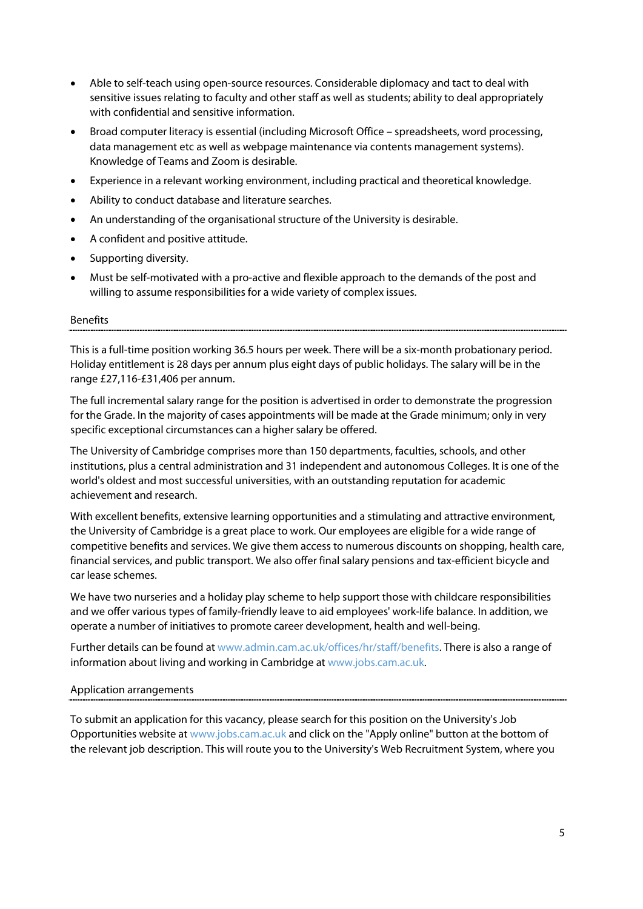- Able to self-teach using open-source resources. Considerable diplomacy and tact to deal with sensitive issues relating to faculty and other staff as well as students; ability to deal appropriately with confidential and sensitive information.
- Broad computer literacy is essential (including Microsoft Office – spreadsheets, word processing, data management etc as well as webpage maintenance via contents management systems). Knowledge of Teams and Zoom is desirable.
- Experience in a relevant working environment, including practical and theoretical knowledge.
- Ability to conduct database and literature searches.
- An understanding of the organisational structure of the University is desirable.
- A confident and positive attitude.
- Supporting diversity.
- Must be self-motivated with a pro-active and flexible approach to the demands of the post and willing to assume responsibilities for a wide variety of complex issues.

## Benefits

This is a full-time position working 36.5 hours per week. There will be a six-month probationary period. Holiday entitlement is 28 days per annum plus eight days of public holidays. The salary will be in the range £27,116-£31,406 per annum.

The full incremental salary range for the position is advertised in order to demonstrate the progression for the Grade. In the majority of cases appointments will be made at the Grade minimum; only in very specific exceptional circumstances can a higher salary be offered.

The University of Cambridge comprises more than 150 departments, faculties, schools, and other institutions, plus a central administration and 31 independent and autonomous Colleges. It is one of the world's oldest and most successful universities, with an outstanding reputation for academic achievement and research.

With excellent benefits, extensive learning opportunities and a stimulating and attractive environment, the University of Cambridge is a great place to work. Our employees are eligible for a wide range of competitive benefits and services. We give them access to numerous discounts on shopping, health care, financial services, and public transport. We also offer final salary pensions and tax-efficient bicycle and car lease schemes.

We have two nurseries and a holiday play scheme to help support those with childcare responsibilities and we offer various types of family-friendly leave to aid employees' work-life balance. In addition, we operate a number of initiatives to promote career development, health and well-being.

Further details can be found at www.admin.cam.ac.uk/offices/hr/staff/benefits. There is also a range of information about living and working in Cambridge at www.jobs.cam.ac.uk.

## Application arrangements

To submit an application for this vacancy, please search for this position on the University's Job Opportunities website at www.jobs.cam.ac.uk and click on the "Apply online" button at the bottom of the relevant job description. This will route you to the University's Web Recruitment System, where you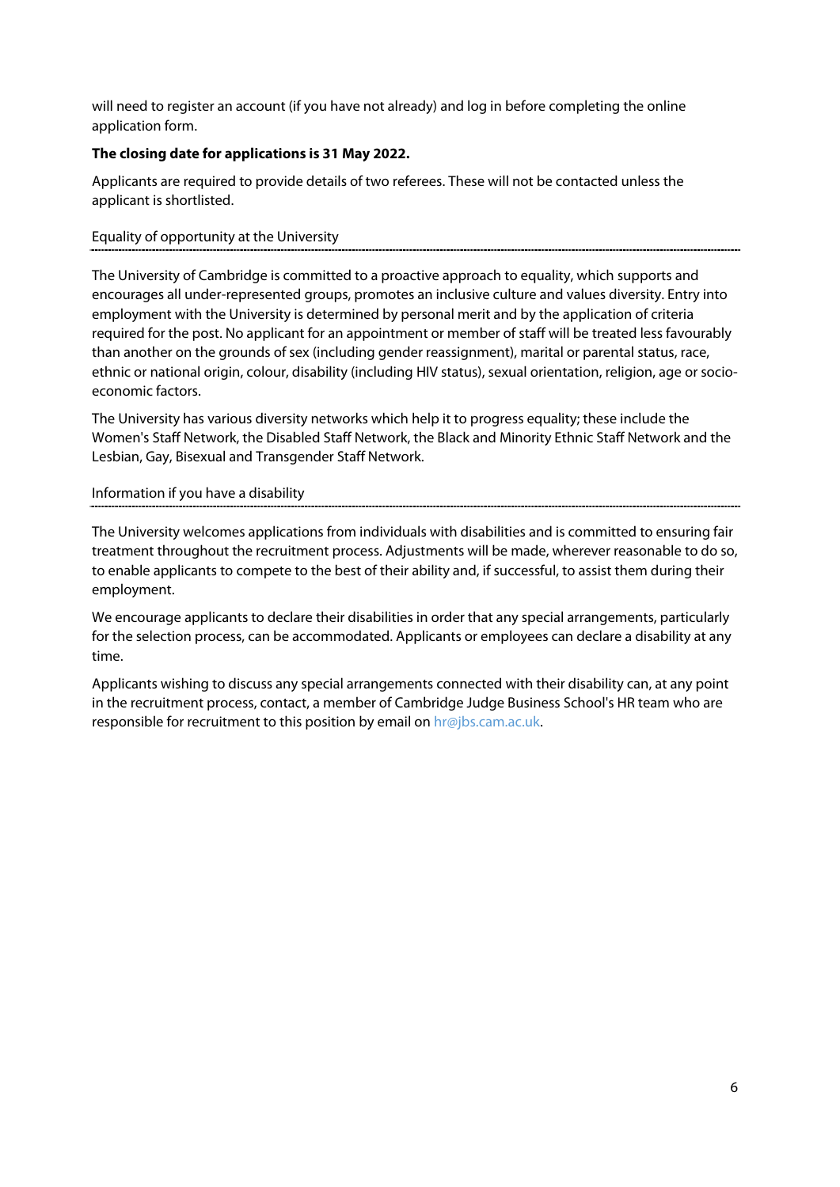will need to register an account (if you have not already) and log in before completing the online application form.

**The closing date for applications is 31 May 2022.**

Applicants are required to provide details of two referees. These will not be contacted unless the applicant is shortlisted.

## Equality of opportunity at the University

The University of Cambridge is committed to a proactive approach to equality, which supports and encourages all under-represented groups, promotes an inclusive culture and values diversity. Entry into employment with the University is determined by personal merit and by the application of criteria required for the post. No applicant for an appointment or member of staff will be treated less favourably than another on the grounds of sex (including gender reassignment), marital or parental status, race, ethnic or national origin, colour, disability (including HIV status), sexual orientation, religion, age or socio-economic factors.

The University has various diversity networks which help it to progress equality; these include the Women's Staff Network, the Disabled Staff Network, the Black and Minority Ethnic Staff Network and the Lesbian, Gay, Bisexual and Transgender Staff Network.

## Information if you have a disability

The University welcomes applications from individuals with disabilities and is committed to ensuring fair treatment throughout the recruitment process. Adjustments will be made, wherever reasonable to do so, to enable applicants to compete to the best of their ability and, if successful, to assist them during their employment.

We encourage applicants to declare their disabilities in order that any special arrangements, particularly for the selection process, can be accommodated. Applicants or employees can declare a disability at any time.

Applicants wishing to discuss any special arrangements connected with their disability can, at any point in the recruitment process, contact, a member of Cambridge Judge Business School's HR team who are responsible for recruitment to this position by email on hr@jbs.cam.ac.uk.